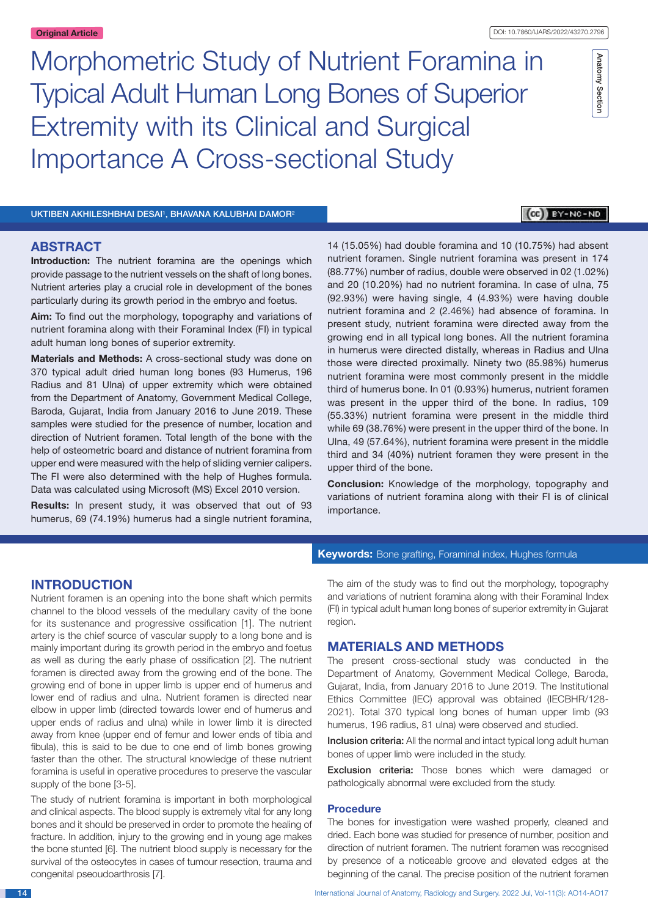Original Article

DOI: 10.7860/IJARS/2022/43270.2796

Anatomy Section

# Morphometric Study of Nutrient Foramina in Typical Adult Human Long Bones of Superior Extremity with its Clinical and Surgical Importance A Cross-sectional Study

UKTIBEN AKHILESHBHAI DESAI[1], BHAVANA KALUBHAI DAMOR[2]

## ABSTRACT

**Introduction:** The nutrient foramina are the openings which provide passage to the nutrient vessels on the shaft of long bones. Nutrient arteries play a crucial role in development of the bones particularly during its growth period in the embryo and foetus.

**Aim:** To find out the morphology, topography and variations of nutrient foramina along with their Foraminal Index (FI) in typical adult human long bones of superior extremity.

**Materials and Methods:** A cross-sectional study was done on 370 typical adult dried human long bones (93 Humerus, 196 Radius and 81 Ulna) of upper extremity which were obtained from the Department of Anatomy, Government Medical College, Baroda, Gujarat, India from January 2016 to June 2019. These samples were studied for the presence of number, location and direction of Nutrient foramen. Total length of the bone with the help of osteometric board and distance of nutrient foramina from upper end were measured with the help of sliding vernier calipers. The FI were also determined with the help of Hughes formula. Data was calculated using Microsoft (MS) Excel 2010 version.

**Results:** In present study, it was observed that out of 93 humerus, 69 (74.19%) humerus had a single nutrient foramina, 14 (15.05%) had double foramina and 10 (10.75%) had absent nutrient foramen. Single nutrient foramina was present in 174 (88.77%) number of radius, double were observed in 02 (1.02%) and 20 (10.20%) had no nutrient foramina. In case of ulna, 75 (92.93%) were having single, 4 (4.93%) were having double nutrient foramina and 2 (2.46%) had absence of foramina. In present study, nutrient foramina were directed away from the growing end in all typical long bones. All the nutrient foramina in humerus were directed distally, whereas in Radius and Ulna those were directed proximally. Ninety two (85.98%) humerus nutrient foramina were most commonly present in the middle third of humerus bone. In 01 (0.93%) humerus, nutrient foramen was present in the upper third of the bone. In radius, 109 (55.33%) nutrient foramina were present in the middle third while 69 (38.76%) were present in the upper third of the bone. In Ulna, 49 (57.64%), nutrient foramina were present in the middle third and 34 (40%) nutrient foramen they were present in the upper third of the bone.

**Conclusion:** Knowledge of the morphology, topography and variations of nutrient foramina along with their FI is of clinical importance.

**Keywords:** Bone grafting, Foraminal index, Hughes formula

## INTRODUCTION

Nutrient foramen is an opening into the bone shaft which permits channel to the blood vessels of the medullary cavity of the bone for its sustenance and progressive ossification [1]. The nutrient artery is the chief source of vascular supply to a long bone and is mainly important during its growth period in the embryo and foetus as well as during the early phase of ossification [2]. The nutrient foramen is directed away from the growing end of the bone. The growing end of bone in upper limb is upper end of humerus and lower end of radius and ulna. Nutrient foramen is directed near elbow in upper limb (directed towards lower end of humerus and upper ends of radius and ulna) while in lower limb it is directed away from knee (upper end of femur and lower ends of tibia and fibula), this is said to be due to one end of limb bones growing faster than the other. The structural knowledge of these nutrient foramina is useful in operative procedures to preserve the vascular supply of the bone [3-5].

The study of nutrient foramina is important in both morphological and clinical aspects. The blood supply is extremely vital for any long bones and it should be preserved in order to promote the healing of fracture. In addition, injury to the growing end in young age makes the bone stunted [6]. The nutrient blood supply is necessary for the survival of the osteocytes in cases of tumour resection, trauma and congenital pseudoarthrosis [7].

The aim of the study was to find out the morphology, topography and variations of nutrient foramina along with their Foraminal Index (FI) in typical adult human long bones of superior extremity in Gujarat region.

## MATERIALS AND METHODS

The present cross-sectional study was conducted in the Department of Anatomy, Government Medical College, Baroda, Gujarat, India, from January 2016 to June 2019. The Institutional Ethics Committee (IEC) approval was obtained (IECBHR/128-2021). Total 370 typical long bones of human upper limb (93 humerus, 196 radius, 81 ulna) were observed and studied.

**Inclusion criteria:** All the normal and intact typical long adult human bones of upper limb were included in the study.

**Exclusion criteria:** Those bones which were damaged or pathologically abnormal were excluded from the study.

### Procedure

The bones for investigation were washed properly, cleaned and dried. Each bone was studied for presence of number, position and direction of nutrient foramen. The nutrient foramen was recognised by presence of a noticeable groove and elevated edges at the beginning of the canal. The precise position of the nutrient foramen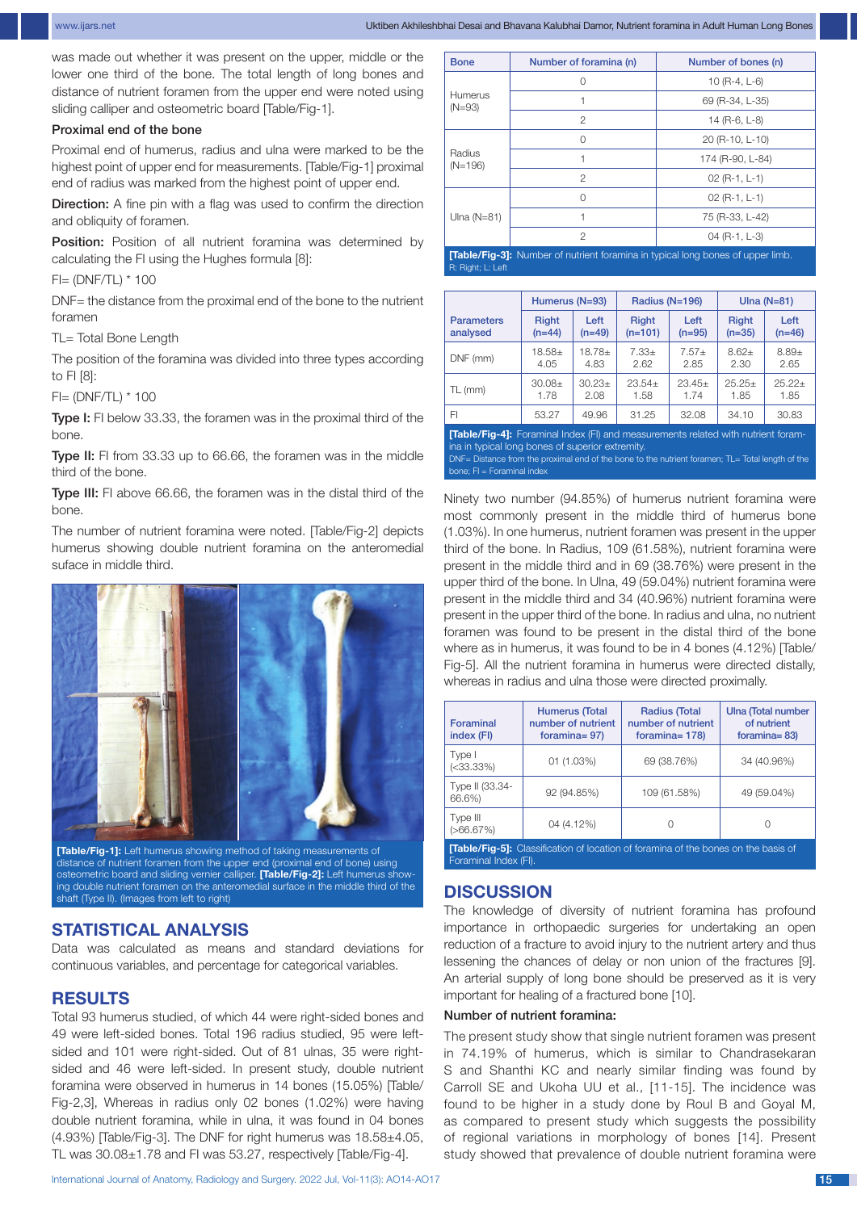was made out whether it was present on the upper, middle or the lower one third of the bone. The total length of long bones and distance of nutrient foramen from the upper end were noted using sliding calliper and osteometric board [Table/Fig-1].

### Proximal end of the bone

Proximal end of humerus, radius and ulna were marked to be the highest point of upper end for measurements. [Table/Fig-1] proximal end of radius was marked from the highest point of upper end.

**Direction:** A fine pin with a flag was used to confirm the direction and obliquity of foramen.

**Position:** Position of all nutrient foramina was determined by calculating the FI using the Hughes formula [8]:

FI= (DNF/TL) * 100

DNF= the distance from the proximal end of the bone to the nutrient foramen

TL= Total Bone Length

The position of the foramina was divided into three types according to FI [8]:

FI= (DNF/TL) * 100

**Type I:** FI below 33.33, the foramen was in the proximal third of the bone.

**Type II:** FI from 33.33 up to 66.66, the foramen was in the middle third of the bone.

**Type III:** FI above 66.66, the foramen was in the distal third of the bone.

The number of nutrient foramina were noted. [Table/Fig-2] depicts humerus showing double nutrient foramina on the anteromedial suface in middle third.

**[Table/Fig-1]:** Left humerus showing method of taking measurements of distance of nutrient foramen from the upper end (proximal end of bone) using osteometric board and sliding vernier calliper. **[Table/Fig-2]:** Left humerus showing double nutrient foramen on the anteromedial surface in the middle third of the shaft (Type II). (Images from left to right)

## STATISTICAL ANALYSIS

Data was calculated as means and standard deviations for continuous variables, and percentage for categorical variables.

## RESULTS

Total 93 humerus studied, of which 44 were right-sided bones and 49 were left-sided bones. Total 196 radius studied, 95 were left-sided and 101 were right-sided. Out of 81 ulnas, 35 were right-sided and 46 were left-sided. In present study, double nutrient foramina were observed in humerus in 14 bones (15.05%) [Table/Fig-2,3], Whereas in radius only 02 bones (1.02%) were having double nutrient foramina, while in ulna, it was found in 04 bones (4.93%) [Table/Fig-3]. The DNF for right humerus was 18.58±4.05, TL was 30.08±1.78 and FI was 53.27, respectively [Table/Fig-4].

| Bone | Number of foramina (n) | Number of bones (n) |
|---|---|---|
| Humerus (N=93) | 0 | 10 (R-4, L-6) |
| | 1 | 69 (R-34, L-35) |
| | 2 | 14 (R-6, L-8) |
| Radius (N=196) | 0 | 20 (R-10, L-10) |
| | 1 | 174 (R-90, L-84) |
| | 2 | 02 (R-1, L-1) |
| Ulna (N=81) | 0 | 02 (R-1, L-1) |
| | 1 | 75 (R-33, L-42) |
| | 2 | 04 (R-1, L-3) |

**[Table/Fig-3]:** Number of nutrient foramina in typical long bones of upper limb.
R: Right; L: Left

| Parameters analysed | Humerus (N=93) | | Radius (N=196) | | Ulna (N=81) | |
|---|---|---|---|---|---|---|
| | Right (n=44) | Left (n=49) | Right (n=101) | Left (n=95) | Right (n=35) | Left (n=46) |
| DNF (mm) | 18.58± 4.05 | 18.78± 4.83 | 7.33± 2.62 | 7.57± 2.85 | 8.62± 2.30 | 8.89± 2.65 |
| TL (mm) | 30.08± 1.78 | 30.23± 2.08 | 23.54± 1.58 | 23.45± 1.74 | 25.25± 1.85 | 25.22± 1.85 |
| FI | 53.27 | 49.96 | 31.25 | 32.08 | 34.10 | 30.83 |

**[Table/Fig-4]:** Foraminal Index (FI) and measurements related with nutrient foramina in typical long bones of superior extremity.
DNF= Distance from the proximal end of the bone to the nutrient foramen; TL= Total length of the bone; FI = Foraminal index

Ninety two number (94.85%) of humerus nutrient foramina were most commonly present in the middle third of humerus bone (1.03%). In one humerus, nutrient foramen was present in the upper third of the bone. In Radius, 109 (61.58%), nutrient foramina were present in the middle third and in 69 (38.76%) were present in the upper third of the bone. In Ulna, 49 (59.04%) nutrient foramina were present in the middle third and 34 (40.96%) nutrient foramina were present in the upper third of the bone. In radius and ulna, no nutrient foramen was found to be present in the distal third of the bone where as in humerus, it was found to be in 4 bones (4.12%) [Table/Fig-5]. All the nutrient foramina in humerus were directed distally, whereas in radius and ulna those were directed proximally.

| Foraminal index (FI) | Humerus (Total number of nutrient foramina= 97) | Radius (Total number of nutrient foramina= 178) | Ulna (Total number of nutrient foramina= 83) |
|---|---|---|---|
| Type I (<33.33%) | 01 (1.03%) | 69 (38.76%) | 34 (40.96%) |
| Type II (33.34-66.6%) | 92 (94.85%) | 109 (61.58%) | 49 (59.04%) |
| Type III (>66.67%) | 04 (4.12%) | 0 | 0 |

**[Table/Fig-5]:** Classification of location of foramina of the bones on the basis of Foraminal Index (FI).

## DISCUSSION

The knowledge of diversity of nutrient foramina has profound importance in orthopaedic surgeries for undertaking an open reduction of a fracture to avoid injury to the nutrient artery and thus lessening the chances of delay or non union of the fractures [9]. An arterial supply of long bone should be preserved as it is very important for healing of a fractured bone [10].

### Number of nutrient foramina:

The present study show that single nutrient foramen was present in 74.19% of humerus, which is similar to Chandrasekaran S and Shanthi KC and nearly similar finding was found by Carroll SE and Ukoha UU et al., [11-15]. The incidence was found to be higher in a study done by Roul B and Goyal M, as compared to present study which suggests the possibility of regional variations in morphology of bones [14]. Present study showed that prevalence of double nutrient foramina were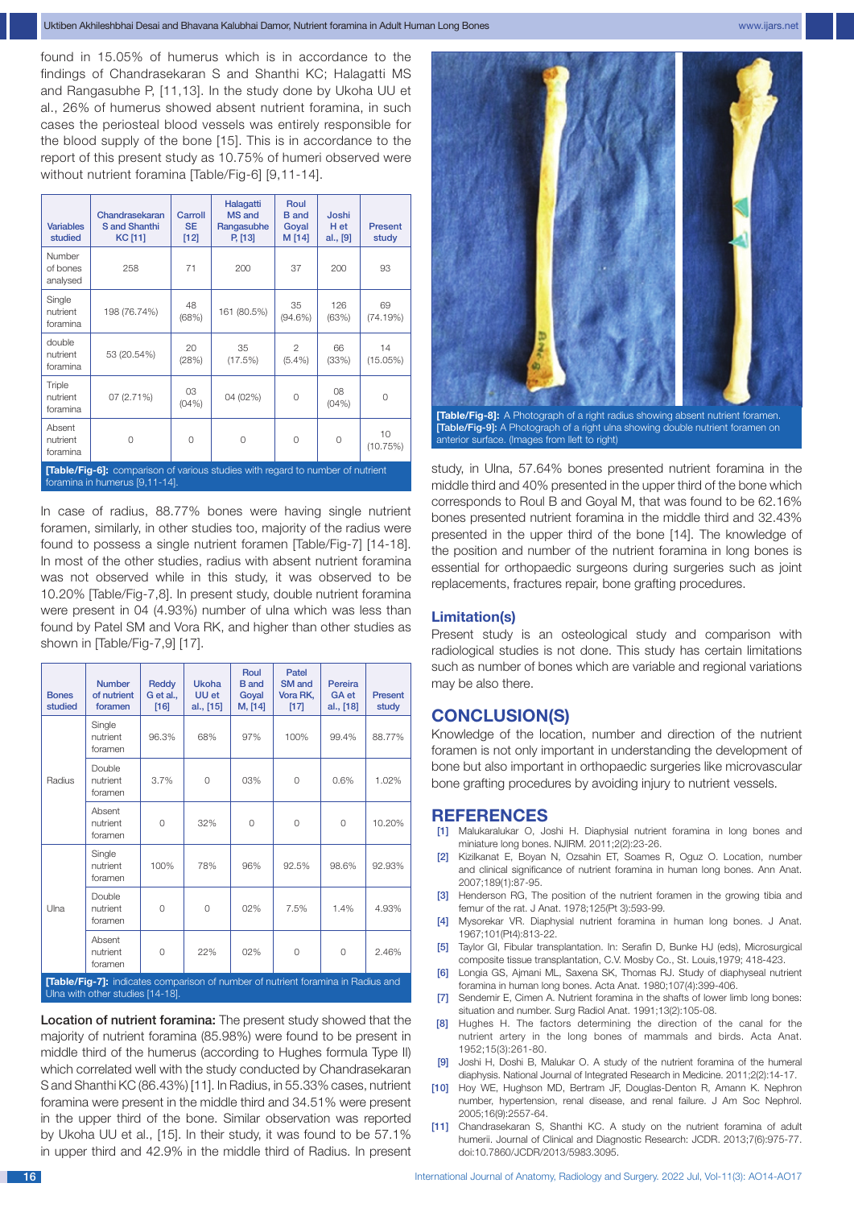found in 15.05% of humerus which is in accordance to the findings of Chandrasekaran S and Shanthi KC; Halagatti MS and Rangasubhe P, [11,13]. In the study done by Ukoha UU et al., 26% of humerus showed absent nutrient foramina, in such cases the periosteal blood vessels was entirely responsible for the blood supply of the bone [15]. This is in accordance to the report of this present study as 10.75% of humeri observed were without nutrient foramina [Table/Fig-6] [9,11-14].

| Variables studied | Chandrasekaran S and Shanthi KC [11] | Carroll SE [12] | Halagatti MS and Rangasubhe P, [13] | Roul B and Goyal M [14] | Joshi H et al., [9] | Present study |
|---|---|---|---|---|---|---|
| Number of bones analysed | 258 | 71 | 200 | 37 | 200 | 93 |
| Single nutrient foramina | 198 (76.74%) | 48 (68%) | 161 (80.5%) | 35 (94.6%) | 126 (63%) | 69 (74.19%) |
| double nutrient foramina | 53 (20.54%) | 20 (28%) | 35 (17.5%) | 2 (5.4%) | 66 (33%) | 14 (15.05%) |
| Triple nutrient foramina | 07 (2.71%) | 03 (04%) | 04 (02%) | 0 | 08 (04%) | 0 |
| Absent nutrient foramina | 0 | 0 | 0 | 0 | 0 | 10 (10.75%) |

**[Table/Fig-6]:** comparison of various studies with regard to number of nutrient foramina in humerus [9,11-14].

In case of radius, 88.77% bones were having single nutrient foramen, similarly, in other studies too, majority of the radius were found to possess a single nutrient foramen [Table/Fig-7] [14-18]. In most of the other studies, radius with absent nutrient foramina was not observed while in this study, it was observed to be 10.20% [Table/Fig-7,8]. In present study, double nutrient foramina were present in 04 (4.93%) number of ulna which was less than found by Patel SM and Vora RK, and higher than other studies as shown in [Table/Fig-7,9] [17].

| Bones studied | Number of nutrient foramen | Reddy G et al., [16] | Ukoha UU et al., [15] | Roul B and Goyal M, [14] | Patel SM and Vora RK, [17] | Pereira GA et al., [18] | Present study |
|---|---|---|---|---|---|---|---|
| Radius | Single nutrient foramen | 96.3% | 68% | 97% | 100% | 99.4% | 88.77% |
| | Double nutrient foramen | 3.7% | 0 | 03% | 0 | 0.6% | 1.02% |
| | Absent nutrient foramen | 0 | 32% | 0 | 0 | 0 | 10.20% |
| Ulna | Single nutrient foramen | 100% | 78% | 96% | 92.5% | 98.6% | 92.93% |
| | Double nutrient foramen | 0 | 0 | 02% | 7.5% | 1.4% | 4.93% |
| | Absent nutrient foramen | 0 | 22% | 02% | 0 | 0 | 2.46% |

**[Table/Fig-7]:** indicates comparison of number of nutrient foramina in Radius and Ulna with other studies [14-18].

**Location of nutrient foramina:** The present study showed that the majority of nutrient foramina (85.98%) were found to be present in middle third of the humerus (according to Hughes formula Type II) which correlated well with the study conducted by Chandrasekaran S and Shanthi KC (86.43%) [11]. In Radius, in 55.33% cases, nutrient foramina were present in the middle third and 34.51% were present in the upper third of the bone. Similar observation was reported by Ukoha UU et al., [15]. In their study, it was found to be 57.1% in upper third and 42.9% in the middle third of Radius. In present

**[Table/Fig-8]:** A Photograph of a right radius showing absent nutrient foramen.
**[Table/Fig-9]:** A Photograph of a right ulna showing double nutrient foramen on anterior surface. (Images from lleft to right)

study, in Ulna, 57.64% bones presented nutrient foramina in the middle third and 40% presented in the upper third of the bone which corresponds to Roul B and Goyal M, that was found to be 62.16% bones presented nutrient foramina in the middle third and 32.43% presented in the upper third of the bone [14]. The knowledge of the position and number of the nutrient foramina in long bones is essential for orthopaedic surgeons during surgeries such as joint replacements, fractures repair, bone grafting procedures.

## Limitation(s)

Present study is an osteological study and comparison with radiological studies is not done. This study has certain limitations such as number of bones which are variable and regional variations may be also there.

# CONCLUSION(S)

Knowledge of the location, number and direction of the nutrient foramen is not only important in understanding the development of bone but also important in orthopaedic surgeries like microvascular bone grafting procedures by avoiding injury to nutrient vessels.

# REFERENCES

[1] Malukaralukar O, Joshi H. Diaphysial nutrient foramina in long bones and miniature long bones. NJIRM. 2011;2(2):23-26.

[2] Kizilkanat E, Boyan N, Ozsahin ET, Soames R, Oguz O. Location, number and clinical significance of nutrient foramina in human long bones. Ann Anat. 2007;189(1):87-95.

[3] Henderson RG, The position of the nutrient foramen in the growing tibia and femur of the rat. J Anat. 1978;125(Pt 3):593-99.

[4] Mysorekar VR. Diaphysial nutrient foramina in human long bones. J Anat. 1967;101(Pt4):813-22.

[5] Taylor GI, Fibular transplantation. In: Serafin D, Bunke HJ (eds), Microsurgical composite tissue transplantation, C.V. Mosby Co., St. Louis,1979; 418-423.

[6] Longia GS, Ajmani ML, Saxena SK, Thomas RJ. Study of diaphyseal nutrient foramina in human long bones. Acta Anat. 1980;107(4):399-406.

[7] Sendemir E, Cimen A. Nutrient foramina in the shafts of lower limb long bones: situation and number. Surg Radiol Anat. 1991;13(2):105-08.

[8] Hughes H. The factors determining the direction of the canal for the nutrient artery in the long bones of mammals and birds. Acta Anat. 1952;15(3):261-80.

[9] Joshi H, Doshi B, Malukar O. A study of the nutrient foramina of the humeral diaphysis. National Journal of Integrated Research in Medicine. 2011;2(2):14-17.

[10] Hoy WE, Hughson MD, Bertram JF, Douglas-Denton R, Amann K. Nephron number, hypertension, renal disease, and renal failure. J Am Soc Nephrol. 2005;16(9):2557-64.

[11] Chandrasekaran S, Shanthi KC. A study on the nutrient foramina of adult humerii. Journal of Clinical and Diagnostic Research: JCDR. 2013;7(6):975-77. doi:10.7860/JCDR/2013/5983.3095.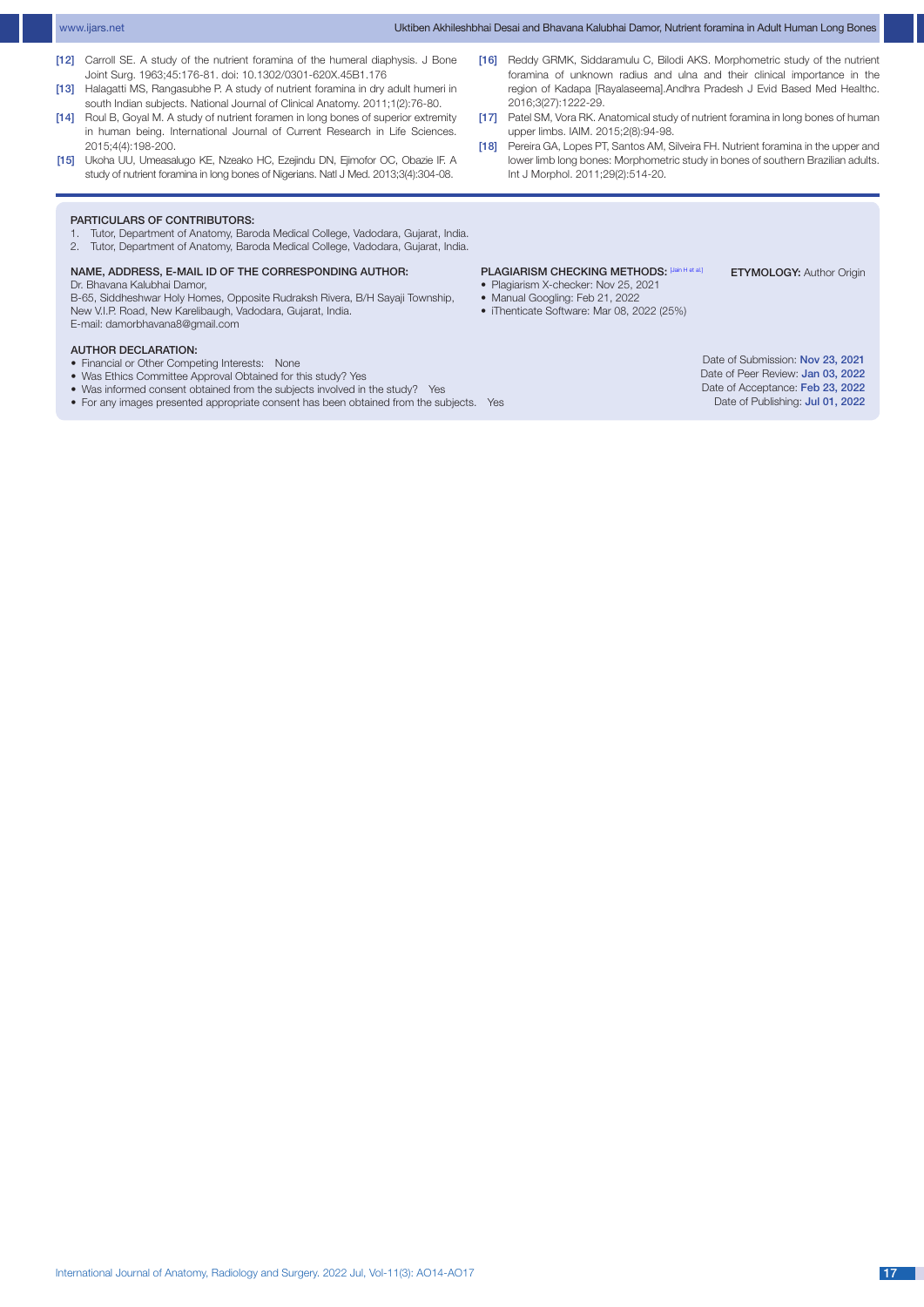[12] Carroll SE. A study of the nutrient foramina of the humeral diaphysis. J Bone Joint Surg. 1963;45:176-81. doi: 10.1302/0301-620X.45B1.176

[13] Halagatti MS, Rangasubhe P. A study of nutrient foramina in dry adult humeri in south Indian subjects. National Journal of Clinical Anatomy. 2011;1(2):76-80.

[14] Roul B, Goyal M. A study of nutrient foramen in long bones of superior extremity in human being. International Journal of Current Research in Life Sciences. 2015;4(4):198-200.

[15] Ukoha UU, Umeasalugo KE, Nzeako HC, Ezejindu DN, Ejimofor OC, Obazie IF. A study of nutrient foramina in long bones of Nigerians. Natl J Med. 2013;3(4):304-08.

[16] Reddy GRMK, Siddaramulu C, Bilodi AKS. Morphometric study of the nutrient foramina of unknown radius and ulna and their clinical importance in the region of Kadapa [Rayalaseema].Andhra Pradesh J Evid Based Med Healthc. 2016;3(27):1222-29.

[17] Patel SM, Vora RK. Anatomical study of nutrient foramina in long bones of human upper limbs. IAIM. 2015;2(8):94-98.

[18] Pereira GA, Lopes PT, Santos AM, Silveira FH. Nutrient foramina in the upper and lower limb long bones: Morphometric study in bones of southern Brazilian adults. Int J Morphol. 2011;29(2):514-20.

**PARTICULARS OF CONTRIBUTORS:**

1. Tutor, Department of Anatomy, Baroda Medical College, Vadodara, Gujarat, India.
2. Tutor, Department of Anatomy, Baroda Medical College, Vadodara, Gujarat, India.

**NAME, ADDRESS, E-MAIL ID OF THE CORRESPONDING AUTHOR:**

Dr. Bhavana Kalubhai Damor,
B-65, Siddheshwar Holy Homes, Opposite Rudraksh Rivera, B/H Sayaji Township, New V.I.P. Road, New Karelibaugh, Vadodara, Gujarat, India.
E-mail: damorbhavana8@gmail.com

**PLAGIARISM CHECKING METHODS:** [Jain H et al.]

- Plagiarism X-checker: Nov 25, 2021
- Manual Googling: Feb 21, 2022
- iThenticate Software: Mar 08, 2022 (25%)

**ETYMOLOGY:** Author Origin

**AUTHOR DECLARATION:**

- Financial or Other Competing Interests: None
- Was Ethics Committee Approval Obtained for this study? Yes
- Was informed consent obtained from the subjects involved in the study? Yes
- For any images presented appropriate consent has been obtained from the subjects. Yes

Date of Submission: **Nov 23, 2021**
Date of Peer Review: **Jan 03, 2022**
Date of Acceptance: **Feb 23, 2022**
Date of Publishing: **Jul 01, 2022**